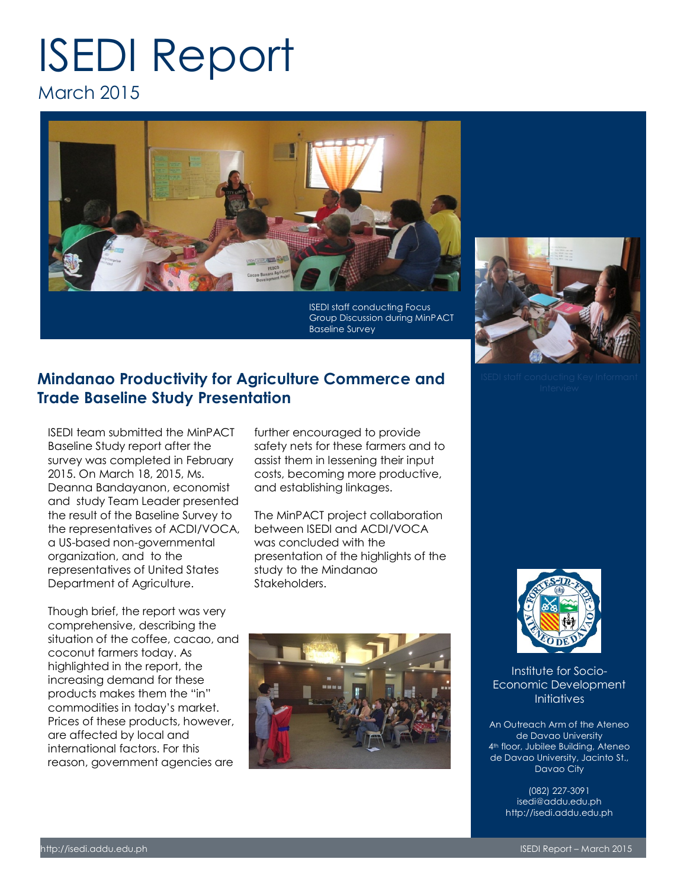# ISEDI Report

March 2015

ISEDI staff conducting Focus Group Discussion during MinPACT Baseline Survey

ISEDI staff conducting Key Informant Interview

## Mindanao Productivity for Agriculture Commerce and Trade Baseline Study Presentation

ISEDI team submitted the MinPACT Baseline Study report after the survey was completed in February 2015. On March 18, 2015, Ms. Deanna Bandayanon, economist and study Team Leader presented the result of the Baseline Survey to the representatives of ACDI/VOCA, a US-based non-governmental organization, and to the representatives of United States Department of Agriculture.

Though brief, the report was very comprehensive, describing the situation of the coffee, cacao, and coconut farmers today. As highlighted in the report, the increasing demand for these products makes them the "in" commodities in today's market. Prices of these products, however, are affected by local and international factors. For this reason, government agencies are further encouraged to provide safety nets for these farmers and to assist them in lessening their input costs, becoming more productive, and establishing linkages.

The MinPACT project collaboration between ISEDI and ACDI/VOCA was concluded with the presentation of the highlights of the study to the Mindanao Stakeholders.

Institute for Socio-Economic Development Initiatives

An Outreach Arm of the Ateneo de Davao University
4th floor, Jubilee Building, Ateneo de Davao University, Jacinto St., Davao City

(082) 227-3091
isedi@addu.edu.ph
http://isedi.addu.edu.ph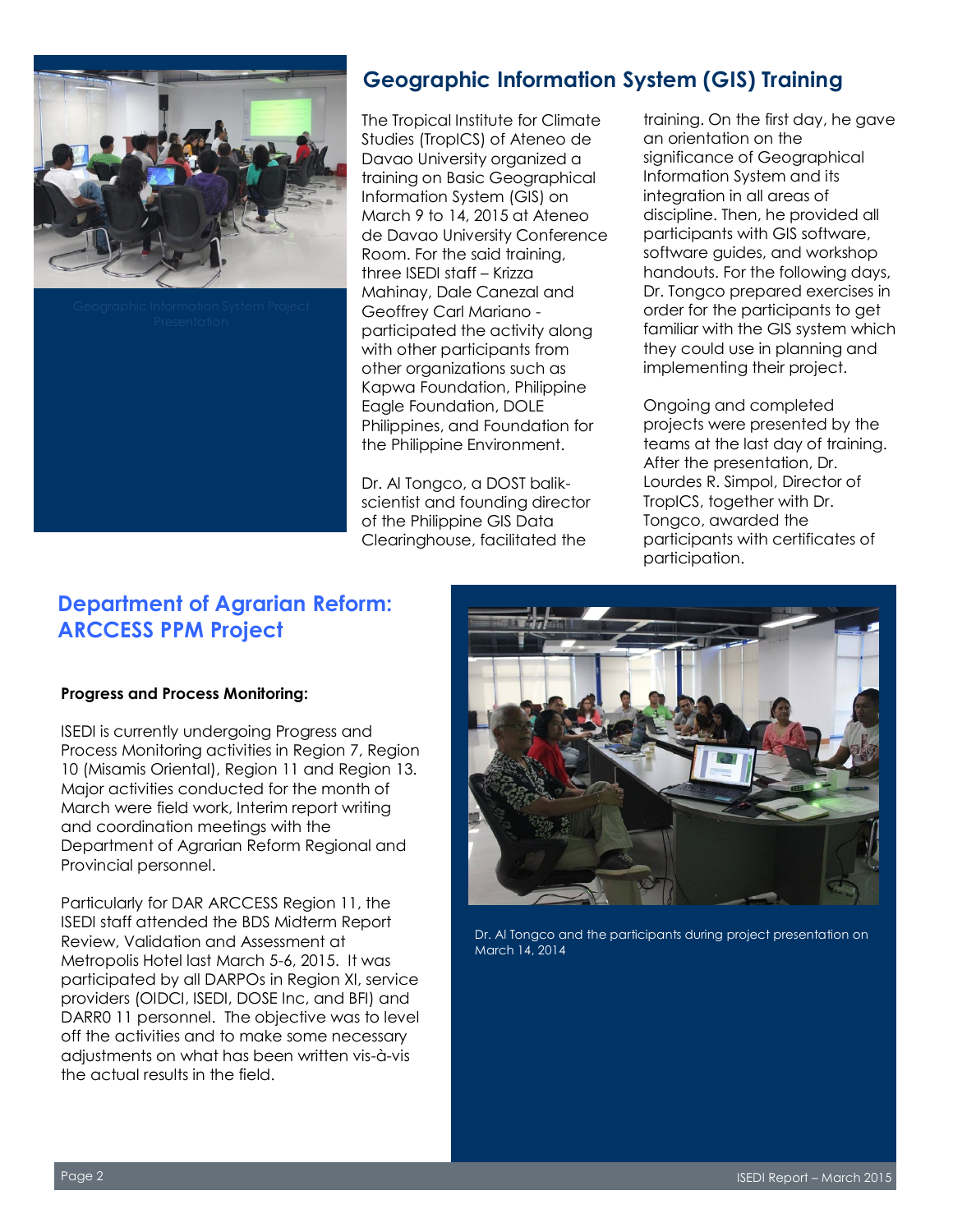## Geographic Information System (GIS) Training

Geographic Information System Project Presentation

The Tropical Institute for Climate Studies (TropICS) of Ateneo de Davao University organized a training on Basic Geographical Information System (GIS) on March 9 to 14, 2015 at Ateneo de Davao University Conference Room. For the said training, three ISEDI staff – Krizza Mahinay, Dale Canezal and Geoffrey Carl Mariano - participated the activity along with other participants from other organizations such as Kapwa Foundation, Philippine Eagle Foundation, DOLE Philippines, and Foundation for the Philippine Environment.

Dr. Al Tongco, a DOST balik-scientist and founding director of the Philippine GIS Data Clearinghouse, facilitated the training. On the first day, he gave an orientation on the significance of Geographical Information System and its integration in all areas of discipline. Then, he provided all participants with GIS software, software guides, and workshop handouts. For the following days, Dr. Tongco prepared exercises in order for the participants to get familiar with the GIS system which they could use in planning and implementing their project.

Ongoing and completed projects were presented by the teams at the last day of training. After the presentation, Dr. Lourdes R. Simpol, Director of TropICS, together with Dr. Tongco, awarded the participants with certificates of participation.

## Department of Agrarian Reform: ARCCESS PPM Project

**Progress and Process Monitoring:**

ISEDI is currently undergoing Progress and Process Monitoring activities in Region 7, Region 10 (Misamis Oriental), Region 11 and Region 13. Major activities conducted for the month of March were field work, Interim report writing and coordination meetings with the Department of Agrarian Reform Regional and Provincial personnel.

Particularly for DAR ARCCESS Region 11, the ISEDI staff attended the BDS Midterm Report Review, Validation and Assessment at Metropolis Hotel last March 5-6, 2015. It was participated by all DARPOs in Region XI, service providers (OIDCI, ISEDI, DOSE Inc, and BFI) and DARR0 11 personnel. The objective was to level off the activities and to make some necessary adjustments on what has been written vis-à-vis the actual results in the field.

Dr. Al Tongco and the participants during project presentation on March 14, 2014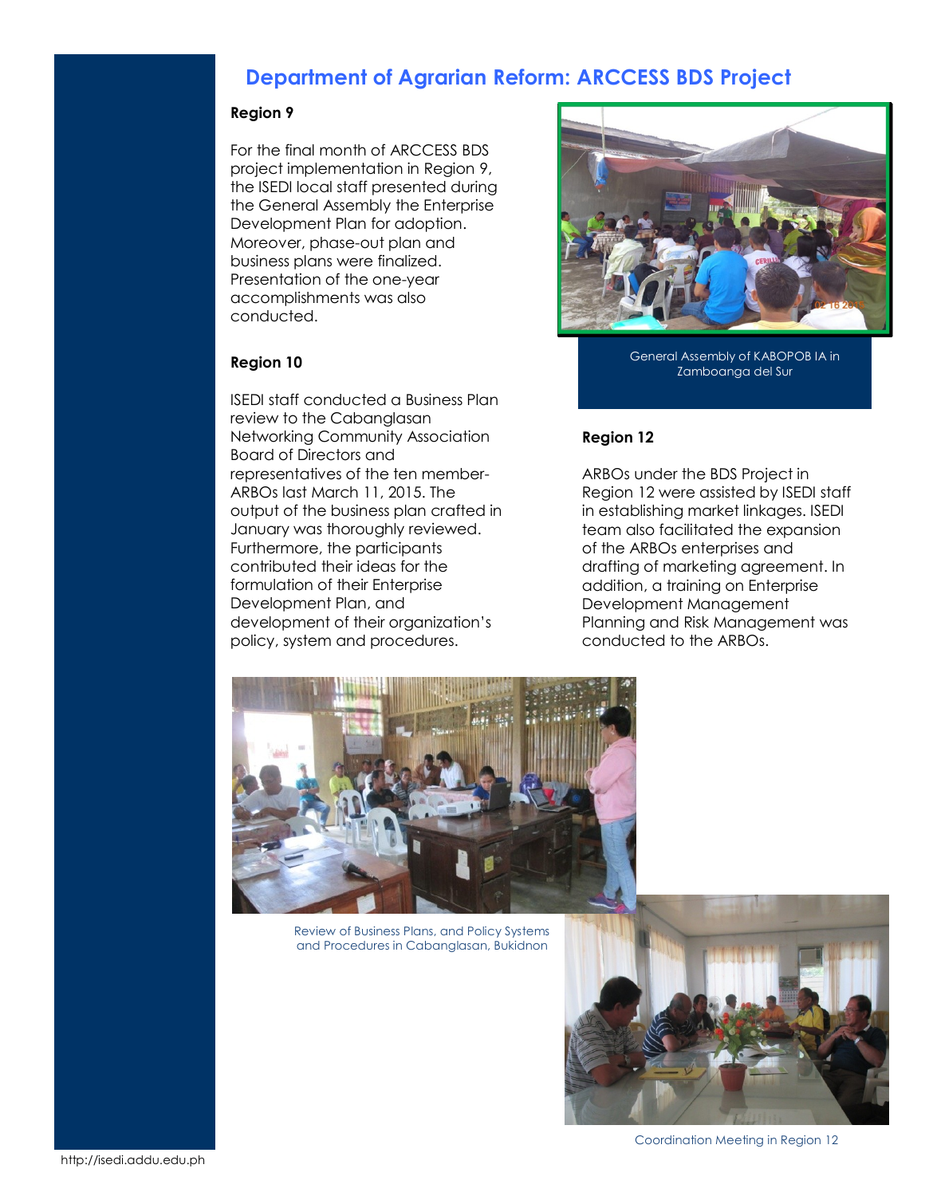## Department of Agrarian Reform: ARCCESS BDS Project

### Region 9

For the final month of ARCCESS BDS project implementation in Region 9, the ISEDI local staff presented during the General Assembly the Enterprise Development Plan for adoption. Moreover, phase-out plan and business plans were finalized. Presentation of the one-year accomplishments was also conducted.

General Assembly of KABOPOB IA in Zamboanga del Sur

### Region 10

ISEDI staff conducted a Business Plan review to the Cabanglasan Networking Community Association Board of Directors and representatives of the ten member-ARBOs last March 11, 2015. The output of the business plan crafted in January was thoroughly reviewed. Furthermore, the participants contributed their ideas for the formulation of their Enterprise Development Plan, and development of their organization's policy, system and procedures.

Review of Business Plans, and Policy Systems and Procedures in Cabanglasan, Bukidnon

### Region 12

ARBOs under the BDS Project in Region 12 were assisted by ISEDI staff in establishing market linkages. ISEDI team also facilitated the expansion of the ARBOs enterprises and drafting of marketing agreement. In addition, a training on Enterprise Development Management Planning and Risk Management was conducted to the ARBOs.

Coordination Meeting in Region 12

http://isedi.addu.edu.ph